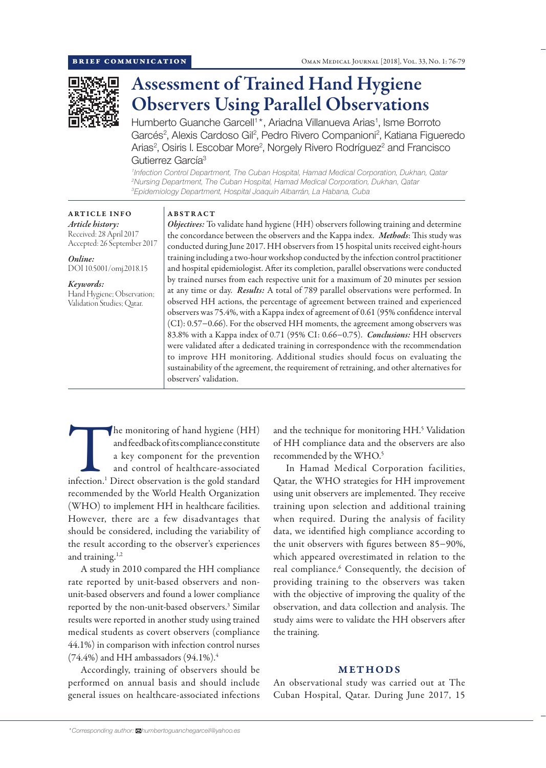BRIEF COMMUNICATION

# Assessment of Trained Hand Hygiene Observers Using Parallel Observations

Humberto Guanche Garcell[1]*, Ariadna Villanueva Arias[1], Isme Borroto Garcés[2], Alexis Cardoso Gil[2], Pedro Rivero Companioni[2], Katiana Figueredo Arias[2], Osiris I. Escobar More[2], Norgely Rivero Rodríguez[2] and Francisco Gutierrez García[3]

[1]*Infection Control Department, The Cuban Hospital, Hamad Medical Corporation, Dukhan, Qatar*
[2]*Nursing Department, The Cuban Hospital, Hamad Medical Corporation, Dukhan, Qatar*
[3]*Epidemiology Department, Hospital Joaquín Albarrán, La Habana, Cuba*

**ARTICLE INFO**

*Article history:*
Received: 28 April 2017
Accepted: 26 September 2017

*Online:*
DOI 10.5001/omj.2018.15

*Keywords:*
Hand Hygiene; Observation; Validation Studies; Qatar.

**ABSTRACT**

***Objectives:*** To validate hand hygiene (HH) observers following training and determine the concordance between the observers and the Kappa index. ***Methods***: This study was conducted during June 2017. HH observers from 15 hospital units received eight-hours training including a two-hour workshop conducted by the infection control practitioner and hospital epidemiologist. After its completion, parallel observations were conducted by trained nurses from each respective unit for a maximum of 20 minutes per session at any time or day. ***Results:*** A total of 789 parallel observations were performed. In observed HH actions, the percentage of agreement between trained and experienced observers was 75.4%, with a Kappa index of agreement of 0.61 (95% confidence interval (CI): 0.57−0.66). For the observed HH moments, the agreement among observers was 83.8% with a Kappa index of 0.71 (95% CI: 0.66−0.75). ***Conclusions:*** HH observers were validated after a dedicated training in correspondence with the recommendation to improve HH monitoring. Additional studies should focus on evaluating the sustainability of the agreement, the requirement of retraining, and other alternatives for observers' validation.

The monitoring of hand hygiene (HH) and feedback of its compliance constitute a key component for the prevention and control of healthcare-associated infection.[1] Direct observation is the gold standard recommended by the World Health Organization (WHO) to implement HH in healthcare facilities. However, there are a few disadvantages that should be considered, including the variability of the result according to the observer's experiences and training.[1,2]

A study in 2010 compared the HH compliance rate reported by unit-based observers and non-unit-based observers and found a lower compliance reported by the non-unit-based observers.[3] Similar results were reported in another study using trained medical students as covert observers (compliance 44.1%) in comparison with infection control nurses (74.4%) and HH ambassadors (94.1%).[4]

Accordingly, training of observers should be performed on annual basis and should include general issues on healthcare-associated infections and the technique for monitoring HH.[5] Validation of HH compliance data and the observers are also recommended by the WHO.[5]

In Hamad Medical Corporation facilities, Qatar, the WHO strategies for HH improvement using unit observers are implemented. They receive training upon selection and additional training when required. During the analysis of facility data, we identified high compliance according to the unit observers with figures between 85−90%, which appeared overestimated in relation to the real compliance.[6] Consequently, the decision of providing training to the observers was taken with the objective of improving the quality of the observation, and data collection and analysis. The study aims were to validate the HH observers after the training.

## METHODS

An observational study was carried out at The Cuban Hospital, Qatar. During June 2017, 15

*Corresponding author: humbertoguanchegarcell@yahoo.es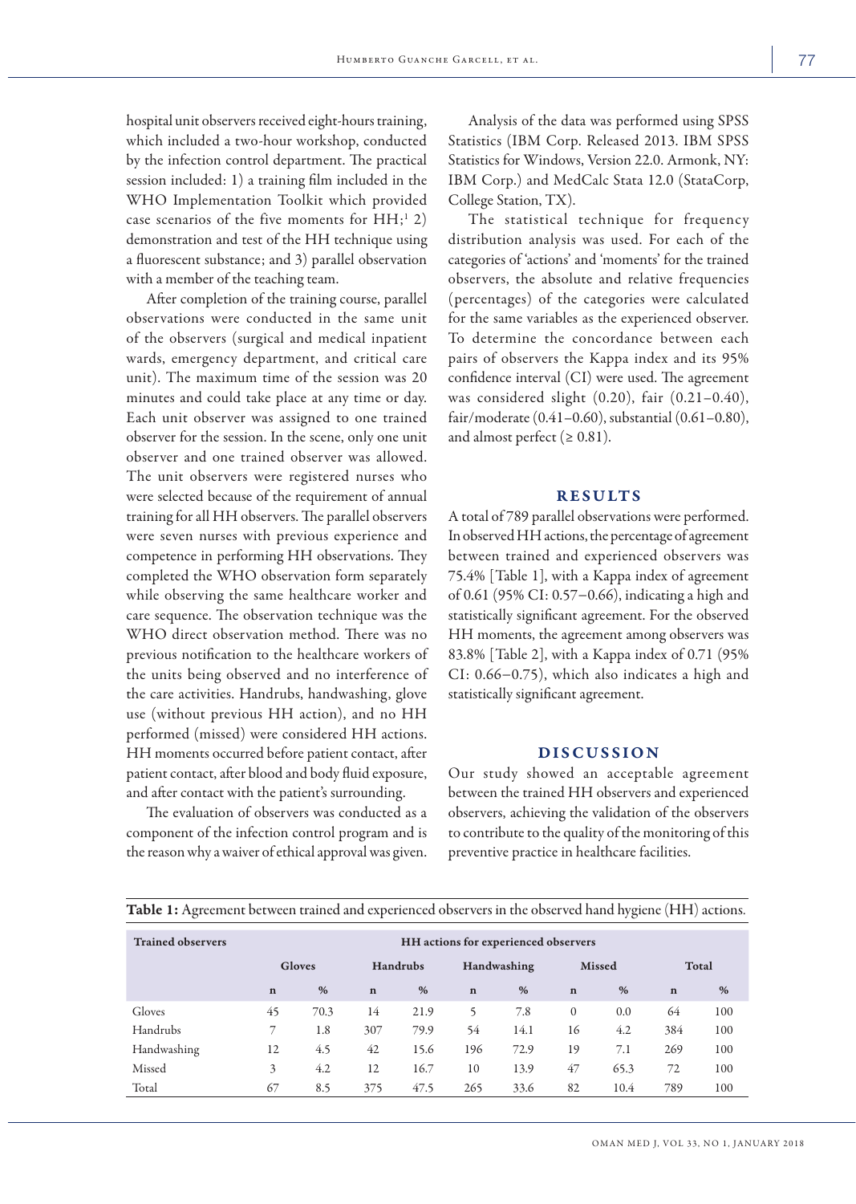hospital unit observers received eight-hours training, which included a two-hour workshop, conducted by the infection control department. The practical session included: 1) a training film included in the WHO Implementation Toolkit which provided case scenarios of the five moments for HH;[1] 2) demonstration and test of the HH technique using a fluorescent substance; and 3) parallel observation with a member of the teaching team.

After completion of the training course, parallel observations were conducted in the same unit of the observers (surgical and medical inpatient wards, emergency department, and critical care unit). The maximum time of the session was 20 minutes and could take place at any time or day. Each unit observer was assigned to one trained observer for the session. In the scene, only one unit observer and one trained observer was allowed. The unit observers were registered nurses who were selected because of the requirement of annual training for all HH observers. The parallel observers were seven nurses with previous experience and competence in performing HH observations. They completed the WHO observation form separately while observing the same healthcare worker and care sequence. The observation technique was the WHO direct observation method. There was no previous notification to the healthcare workers of the units being observed and no interference of the care activities. Handrubs, handwashing, glove use (without previous HH action), and no HH performed (missed) were considered HH actions. HH moments occurred before patient contact, after patient contact, after blood and body fluid exposure, and after contact with the patient's surrounding.

The evaluation of observers was conducted as a component of the infection control program and is the reason why a waiver of ethical approval was given.

Analysis of the data was performed using SPSS Statistics (IBM Corp. Released 2013. IBM SPSS Statistics for Windows, Version 22.0. Armonk, NY: IBM Corp.) and MedCalc Stata 12.0 (StataCorp, College Station, TX).

The statistical technique for frequency distribution analysis was used. For each of the categories of 'actions' and 'moments' for the trained observers, the absolute and relative frequencies (percentages) of the categories were calculated for the same variables as the experienced observer. To determine the concordance between each pairs of observers the Kappa index and its 95% confidence interval (CI) were used. The agreement was considered slight (0.20), fair (0.21–0.40), fair/moderate (0.41–0.60), substantial (0.61–0.80), and almost perfect (≥ 0.81).

## RESULTS

A total of 789 parallel observations were performed. In observed HH actions, the percentage of agreement between trained and experienced observers was 75.4% [Table 1], with a Kappa index of agreement of 0.61 (95% CI: 0.57−0.66), indicating a high and statistically significant agreement. For the observed HH moments, the agreement among observers was 83.8% [Table 2], with a Kappa index of 0.71 (95% CI: 0.66−0.75), which also indicates a high and statistically significant agreement.

## DISCUSSION

Our study showed an acceptable agreement between the trained HH observers and experienced observers, achieving the validation of the observers to contribute to the quality of the monitoring of this preventive practice in healthcare facilities.

**Table 1:** Agreement between trained and experienced observers in the observed hand hygiene (HH) actions.

| Trained observers | HH actions for experienced observers | | | | | | | | | |
|---|---|---|---|---|---|---|---|---|---|---|
| | Gloves | | Handrubs | | Handwashing | | Missed | | Total | |
| | n | % | n | % | n | % | n | % | n | % |
| Gloves | 45 | 70.3 | 14 | 21.9 | 5 | 7.8 | 0 | 0.0 | 64 | 100 |
| Handrubs | 7 | 1.8 | 307 | 79.9 | 54 | 14.1 | 16 | 4.2 | 384 | 100 |
| Handwashing | 12 | 4.5 | 42 | 15.6 | 196 | 72.9 | 19 | 7.1 | 269 | 100 |
| Missed | 3 | 4.2 | 12 | 16.7 | 10 | 13.9 | 47 | 65.3 | 72 | 100 |
| Total | 67 | 8.5 | 375 | 47.5 | 265 | 33.6 | 82 | 10.4 | 789 | 100 |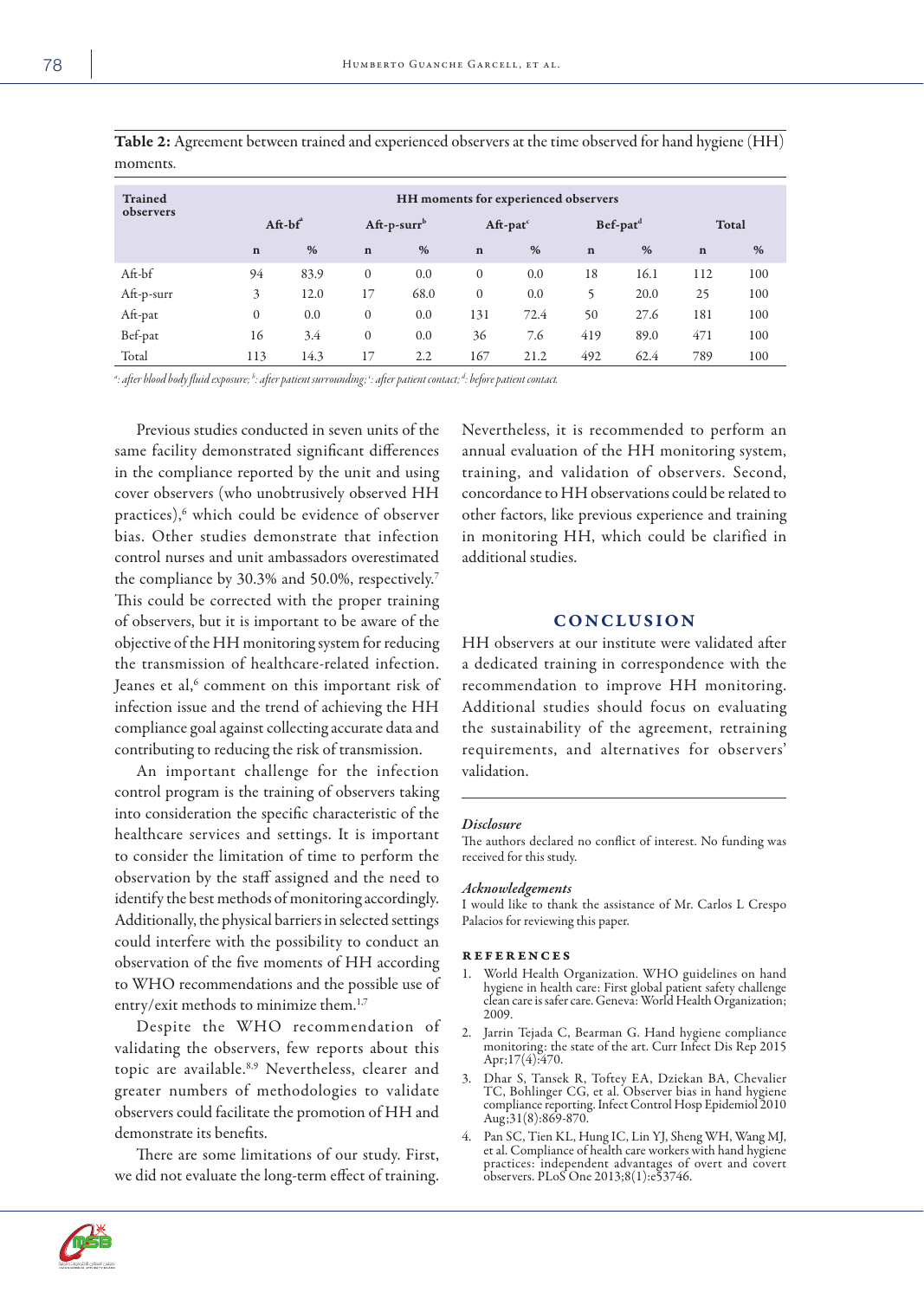**Table 2:** Agreement between trained and experienced observers at the time observed for hand hygiene (HH) moments.

| Trained observers | HH moments for experienced observers | | | | | | | | | |
|---|---|---|---|---|---|---|---|---|---|---|
| | Aft-bf[a] | | Aft-p-surr[b] | | Aft-pat[c] | | Bef-pat[d] | | Total | |
| | n | % | n | % | n | % | n | % | n | % |
| Aft-bf | 94 | 83.9 | 0 | 0.0 | 0 | 0.0 | 18 | 16.1 | 112 | 100 |
| Aft-p-surr | 3 | 12.0 | 17 | 68.0 | 0 | 0.0 | 5 | 20.0 | 25 | 100 |
| Aft-pat | 0 | 0.0 | 0 | 0.0 | 131 | 72.4 | 50 | 27.6 | 181 | 100 |
| Bef-pat | 16 | 3.4 | 0 | 0.0 | 36 | 7.6 | 419 | 89.0 | 471 | 100 |
| Total | 113 | 14.3 | 17 | 2.2 | 167 | 21.2 | 492 | 62.4 | 789 | 100 |

*[a]: after blood body fluid exposure; [b]: after patient surrounding; [c]: after patient contact; [d]: before patient contact.*

Previous studies conducted in seven units of the same facility demonstrated significant differences in the compliance reported by the unit and using cover observers (who unobtrusively observed HH practices),[6] which could be evidence of observer bias. Other studies demonstrate that infection control nurses and unit ambassadors overestimated the compliance by 30.3% and 50.0%, respectively.[7] This could be corrected with the proper training of observers, but it is important to be aware of the objective of the HH monitoring system for reducing the transmission of healthcare-related infection. Jeanes et al,[6] comment on this important risk of infection issue and the trend of achieving the HH compliance goal against collecting accurate data and contributing to reducing the risk of transmission.

An important challenge for the infection control program is the training of observers taking into consideration the specific characteristic of the healthcare services and settings. It is important to consider the limitation of time to perform the observation by the staff assigned and the need to identify the best methods of monitoring accordingly. Additionally, the physical barriers in selected settings could interfere with the possibility to conduct an observation of the five moments of HH according to WHO recommendations and the possible use of entry/exit methods to minimize them.[1,7]

Despite the WHO recommendation of validating the observers, few reports about this topic are available.[8,9] Nevertheless, clearer and greater numbers of methodologies to validate observers could facilitate the promotion of HH and demonstrate its benefits.

There are some limitations of our study. First, we did not evaluate the long-term effect of training. Nevertheless, it is recommended to perform an annual evaluation of the HH monitoring system, training, and validation of observers. Second, concordance to HH observations could be related to other factors, like previous experience and training in monitoring HH, which could be clarified in additional studies.

## CONCLUSION

HH observers at our institute were validated after a dedicated training in correspondence with the recommendation to improve HH monitoring. Additional studies should focus on evaluating the sustainability of the agreement, retraining requirements, and alternatives for observers' validation.

### *Disclosure*

The authors declared no conflict of interest. No funding was received for this study.

### *Acknowledgements*

I would like to thank the assistance of Mr. Carlos L Crespo Palacios for reviewing this paper.

## REFERENCES

1. World Health Organization. WHO guidelines on hand hygiene in health care: First global patient safety challenge clean care is safer care. Geneva: World Health Organization; 2009.
2. Jarrin Tejada C, Bearman G. Hand hygiene compliance monitoring: the state of the art. Curr Infect Dis Rep 2015 Apr;17(4):470.
3. Dhar S, Tansek R, Toftey EA, Dziekan BA, Chevalier TC, Bohlinger CG, et al. Observer bias in hand hygiene compliance reporting. Infect Control Hosp Epidemiol 2010 Aug;31(8):869-870.
4. Pan SC, Tien KL, Hung IC, Lin YJ, Sheng WH, Wang MJ, et al. Compliance of health care workers with hand hygiene practices: independent advantages of overt and covert observers. PLoS One 2013;8(1):e53746.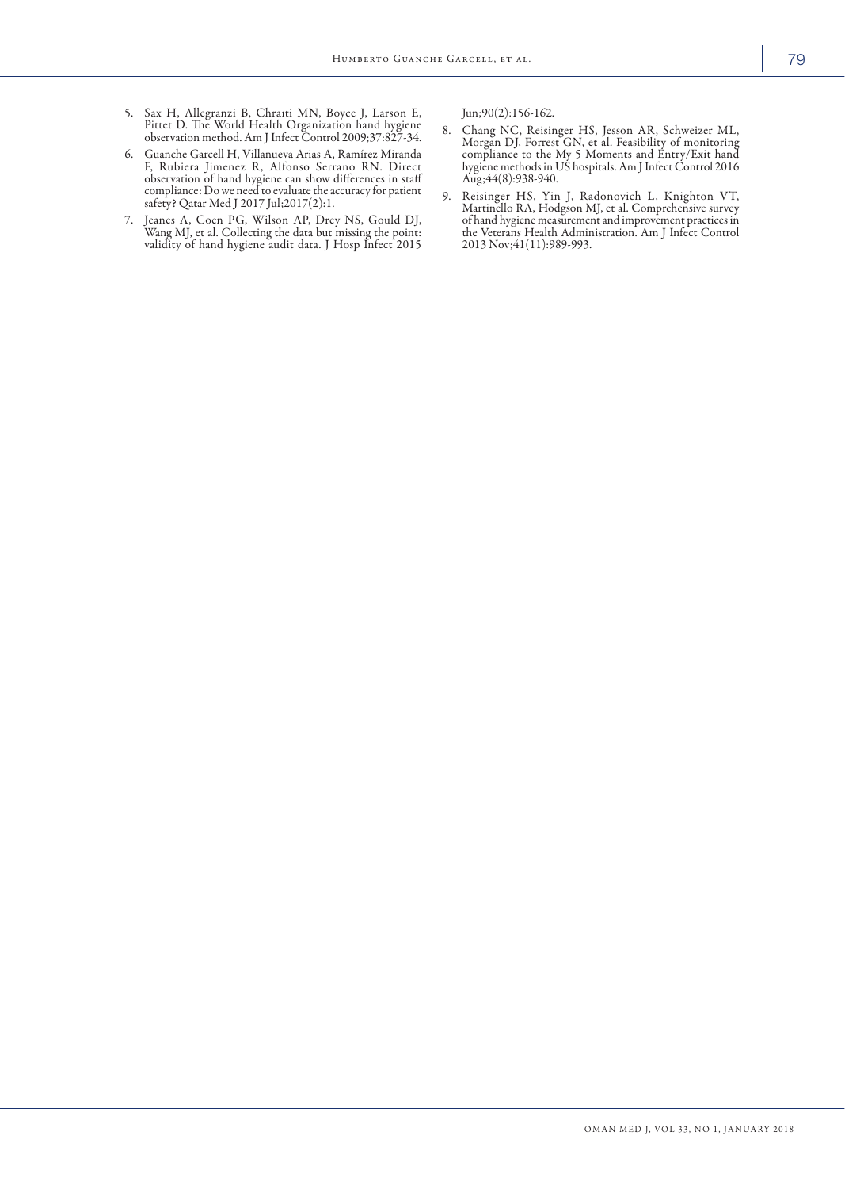5. Sax H, Allegranzi B, Chraiti MN, Boyce J, Larson E, Pittet D. The World Health Organization hand hygiene observation method. Am J Infect Control 2009;37:827-34.
6. Guanche Garcell H, Villanueva Arias A, Ramírez Miranda F, Rubiera Jimenez R, Alfonso Serrano RN. Direct observation of hand hygiene can show differences in staff compliance: Do we need to evaluate the accuracy for patient safety? Qatar Med J 2017 Jul;2017(2):1.
7. Jeanes A, Coen PG, Wilson AP, Drey NS, Gould DJ, Wang MJ, et al. Collecting the data but missing the point: validity of hand hygiene audit data. J Hosp Infect 2015 Jun;90(2):156-162.
8. Chang NC, Reisinger HS, Jesson AR, Schweizer ML, Morgan DJ, Forrest GN, et al. Feasibility of monitoring compliance to the My 5 Moments and Entry/Exit hand hygiene methods in US hospitals. Am J Infect Control 2016 Aug;44(8):938-940.
9. Reisinger HS, Yin J, Radonovich L, Knighton VT, Martinello RA, Hodgson MJ, et al. Comprehensive survey of hand hygiene measurement and improvement practices in the Veterans Health Administration. Am J Infect Control 2013 Nov;41(11):989-993.